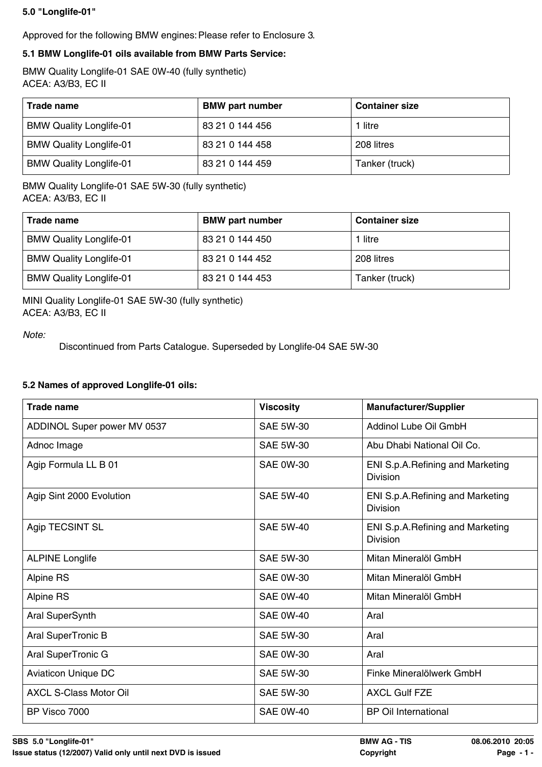# 5.0 "Longlife-01"

Approved for the following BMW engines: Please refer to Enclosure 3.

## 5.1 BMW Longlife-01 oils available from BMW Parts Service:

BMW Quality Longlife-01 SAE 0W-40 (fully synthetic)
ACEA: A3/B3, EC II

| Trade name | BMW part number | Container size |
|---|---|---|
| BMW Quality Longlife-01 | 83 21 0 144 456 | 1 litre |
| BMW Quality Longlife-01 | 83 21 0 144 458 | 208 litres |
| BMW Quality Longlife-01 | 83 21 0 144 459 | Tanker (truck) |

BMW Quality Longlife-01 SAE 5W-30 (fully synthetic)
ACEA: A3/B3, EC II

| Trade name | BMW part number | Container size |
|---|---|---|
| BMW Quality Longlife-01 | 83 21 0 144 450 | 1 litre |
| BMW Quality Longlife-01 | 83 21 0 144 452 | 208 litres |
| BMW Quality Longlife-01 | 83 21 0 144 453 | Tanker (truck) |

MINI Quality Longlife-01 SAE 5W-30 (fully synthetic)
ACEA: A3/B3, EC II

*Note:*

Discontinued from Parts Catalogue. Superseded by Longlife-04 SAE 5W-30

## 5.2 Names of approved Longlife-01 oils:

| Trade name | Viscosity | Manufacturer/Supplier |
|---|---|---|
| ADDINOL Super power MV 0537 | SAE 5W-30 | Addinol Lube Oil GmbH |
| Adnoc Image | SAE 5W-30 | Abu Dhabi National Oil Co. |
| Agip Formula LL B 01 | SAE 0W-30 | ENI S.p.A.Refining and Marketing Division |
| Agip Sint 2000 Evolution | SAE 5W-40 | ENI S.p.A.Refining and Marketing Division |
| Agip TECSINT SL | SAE 5W-40 | ENI S.p.A.Refining and Marketing Division |
| ALPINE Longlife | SAE 5W-30 | Mitan Mineralöl GmbH |
| Alpine RS | SAE 0W-30 | Mitan Mineralöl GmbH |
| Alpine RS | SAE 0W-40 | Mitan Mineralöl GmbH |
| Aral SuperSynth | SAE 0W-40 | Aral |
| Aral SuperTronic B | SAE 5W-30 | Aral |
| Aral SuperTronic G | SAE 0W-30 | Aral |
| Aviaticon Unique DC | SAE 5W-30 | Finke Mineralölwerk GmbH |
| AXCL S-Class Motor Oil | SAE 5W-30 | AXCL Gulf FZE |
| BP Visco 7000 | SAE 0W-40 | BP Oil International |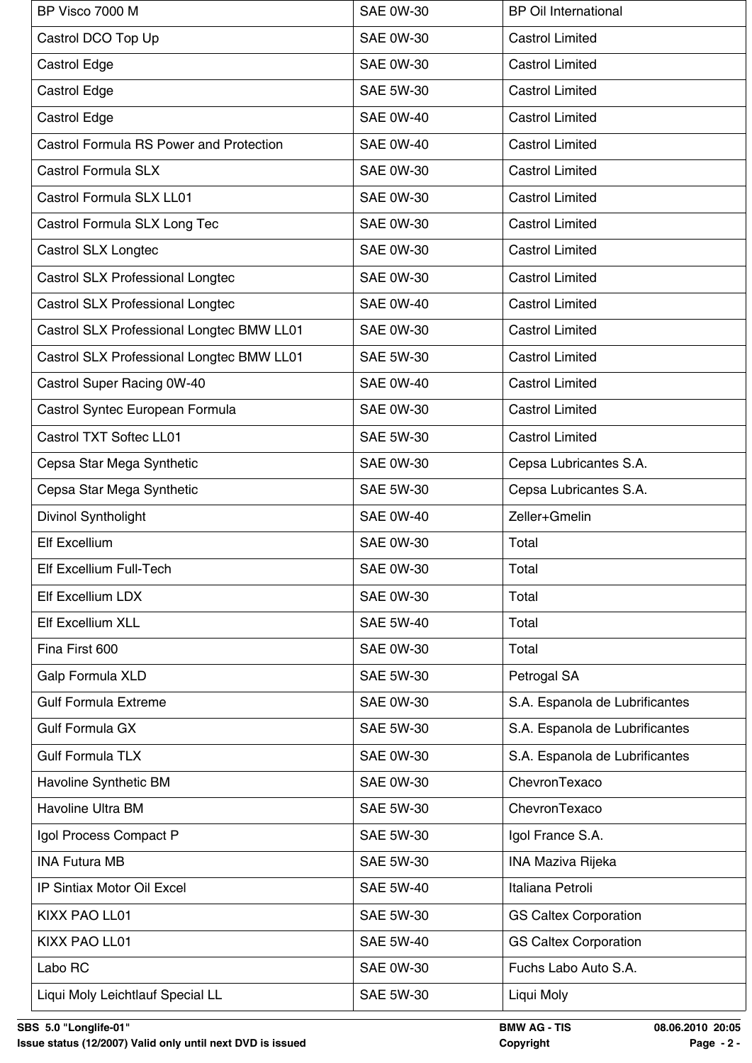| BP Visco 7000 M | SAE 0W-30 | BP Oil International |
|---|---|---|
| Castrol DCO Top Up | SAE 0W-30 | Castrol Limited |
| Castrol Edge | SAE 0W-30 | Castrol Limited |
| Castrol Edge | SAE 5W-30 | Castrol Limited |
| Castrol Edge | SAE 0W-40 | Castrol Limited |
| Castrol Formula RS Power and Protection | SAE 0W-40 | Castrol Limited |
| Castrol Formula SLX | SAE 0W-30 | Castrol Limited |
| Castrol Formula SLX LL01 | SAE 0W-30 | Castrol Limited |
| Castrol Formula SLX Long Tec | SAE 0W-30 | Castrol Limited |
| Castrol SLX Longtec | SAE 0W-30 | Castrol Limited |
| Castrol SLX Professional Longtec | SAE 0W-30 | Castrol Limited |
| Castrol SLX Professional Longtec | SAE 0W-40 | Castrol Limited |
| Castrol SLX Professional Longtec BMW LL01 | SAE 0W-30 | Castrol Limited |
| Castrol SLX Professional Longtec BMW LL01 | SAE 5W-30 | Castrol Limited |
| Castrol Super Racing 0W-40 | SAE 0W-40 | Castrol Limited |
| Castrol Syntec European Formula | SAE 0W-30 | Castrol Limited |
| Castrol TXT Softec LL01 | SAE 5W-30 | Castrol Limited |
| Cepsa Star Mega Synthetic | SAE 0W-30 | Cepsa Lubricantes S.A. |
| Cepsa Star Mega Synthetic | SAE 5W-30 | Cepsa Lubricantes S.A. |
| Divinol Syntholight | SAE 0W-40 | Zeller+Gmelin |
| Elf Excellium | SAE 0W-30 | Total |
| Elf Excellium Full-Tech | SAE 0W-30 | Total |
| Elf Excellium LDX | SAE 0W-30 | Total |
| Elf Excellium XLL | SAE 5W-40 | Total |
| Fina First 600 | SAE 0W-30 | Total |
| Galp Formula XLD | SAE 5W-30 | Petrogal SA |
| Gulf Formula Extreme | SAE 0W-30 | S.A. Espanola de Lubrificantes |
| Gulf Formula GX | SAE 5W-30 | S.A. Espanola de Lubrificantes |
| Gulf Formula TLX | SAE 0W-30 | S.A. Espanola de Lubrificantes |
| Havoline Synthetic BM | SAE 0W-30 | ChevronTexaco |
| Havoline Ultra BM | SAE 5W-30 | ChevronTexaco |
| Igol Process Compact P | SAE 5W-30 | Igol France S.A. |
| INA Futura MB | SAE 5W-30 | INA Maziva Rijeka |
| IP Sintiax Motor Oil Excel | SAE 5W-40 | Italiana Petroli |
| KIXX PAO LL01 | SAE 5W-30 | GS Caltex Corporation |
| KIXX PAO LL01 | SAE 5W-40 | GS Caltex Corporation |
| Labo RC | SAE 0W-30 | Fuchs Labo Auto S.A. |
| Liqui Moly Leichtlauf Special LL | SAE 5W-30 | Liqui Moly |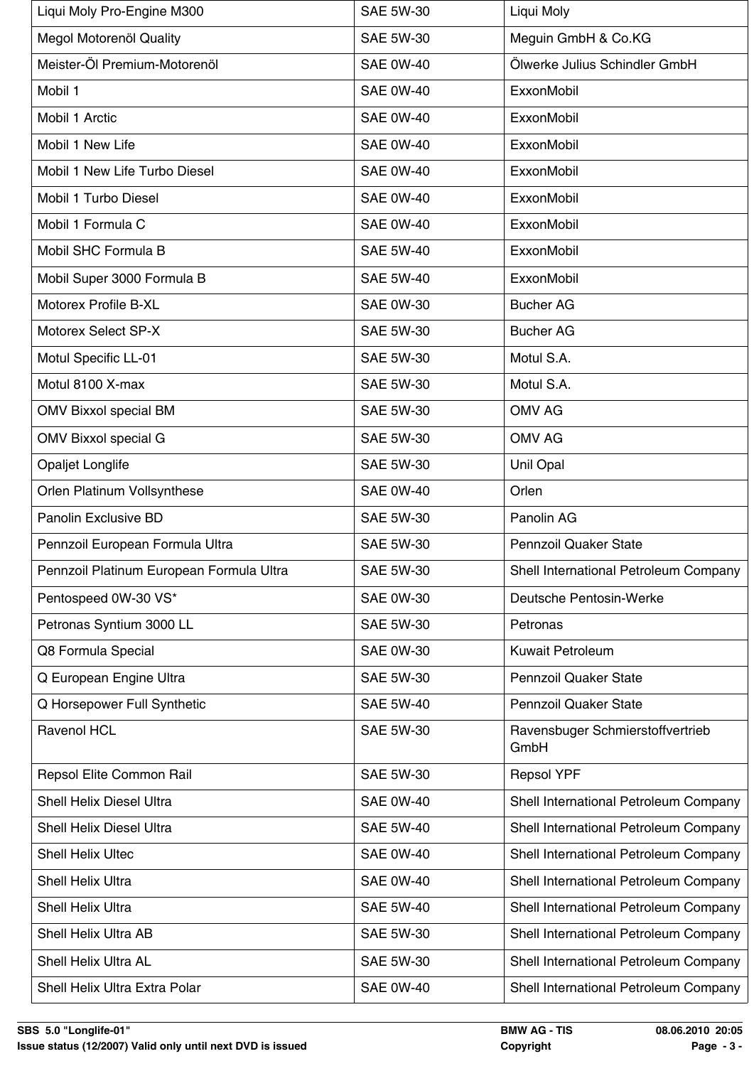| Liqui Moly Pro-Engine M300 | SAE 5W-30 | Liqui Moly |
|---|---|---|
| Megol Motorenöl Quality | SAE 5W-30 | Meguin GmbH & Co.KG |
| Meister-Öl Premium-Motorenöl | SAE 0W-40 | Ölwerke Julius Schindler GmbH |
| Mobil 1 | SAE 0W-40 | ExxonMobil |
| Mobil 1 Arctic | SAE 0W-40 | ExxonMobil |
| Mobil 1 New Life | SAE 0W-40 | ExxonMobil |
| Mobil 1 New Life Turbo Diesel | SAE 0W-40 | ExxonMobil |
| Mobil 1 Turbo Diesel | SAE 0W-40 | ExxonMobil |
| Mobil 1 Formula C | SAE 0W-40 | ExxonMobil |
| Mobil SHC Formula B | SAE 5W-40 | ExxonMobil |
| Mobil Super 3000 Formula B | SAE 5W-40 | ExxonMobil |
| Motorex Profile B-XL | SAE 0W-30 | Bucher AG |
| Motorex Select SP-X | SAE 5W-30 | Bucher AG |
| Motul Specific LL-01 | SAE 5W-30 | Motul S.A. |
| Motul 8100 X-max | SAE 5W-30 | Motul S.A. |
| OMV Bixxol special BM | SAE 5W-30 | OMV AG |
| OMV Bixxol special G | SAE 5W-30 | OMV AG |
| Opaljet Longlife | SAE 5W-30 | Unil Opal |
| Orlen Platinum Vollsynthese | SAE 0W-40 | Orlen |
| Panolin Exclusive BD | SAE 5W-30 | Panolin AG |
| Pennzoil European Formula Ultra | SAE 5W-30 | Pennzoil Quaker State |
| Pennzoil Platinum European Formula Ultra | SAE 5W-30 | Shell International Petroleum Company |
| Pentospeed 0W-30 VS* | SAE 0W-30 | Deutsche Pentosin-Werke |
| Petronas Syntium 3000 LL | SAE 5W-30 | Petronas |
| Q8 Formula Special | SAE 0W-30 | Kuwait Petroleum |
| Q European Engine Ultra | SAE 5W-30 | Pennzoil Quaker State |
| Q Horsepower Full Synthetic | SAE 5W-40 | Pennzoil Quaker State |
| Ravenol HCL | SAE 5W-30 | Ravensbuger Schmierstoffvertrieb GmbH |
| Repsol Elite Common Rail | SAE 5W-30 | Repsol YPF |
| Shell Helix Diesel Ultra | SAE 0W-40 | Shell International Petroleum Company |
| Shell Helix Diesel Ultra | SAE 5W-40 | Shell International Petroleum Company |
| Shell Helix Ultec | SAE 0W-40 | Shell International Petroleum Company |
| Shell Helix Ultra | SAE 0W-40 | Shell International Petroleum Company |
| Shell Helix Ultra | SAE 5W-40 | Shell International Petroleum Company |
| Shell Helix Ultra AB | SAE 5W-30 | Shell International Petroleum Company |
| Shell Helix Ultra AL | SAE 5W-30 | Shell International Petroleum Company |
| Shell Helix Ultra Extra Polar | SAE 0W-40 | Shell International Petroleum Company |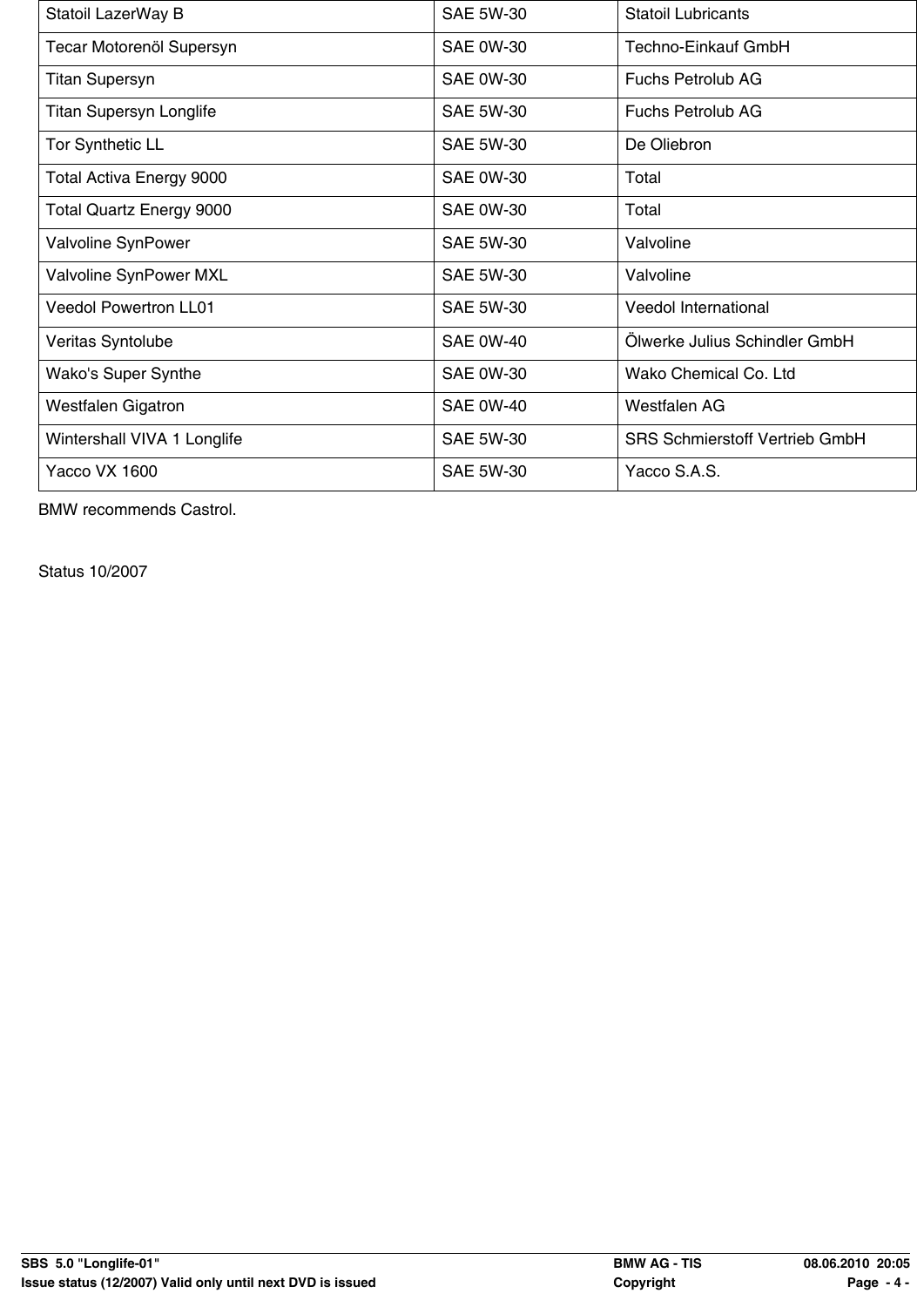| | | |
|---|---|---|
| Statoil LazerWay B | SAE 5W-30 | Statoil Lubricants |
| Tecar Motorenöl Supersyn | SAE 0W-30 | Techno-Einkauf GmbH |
| Titan Supersyn | SAE 0W-30 | Fuchs Petrolub AG |
| Titan Supersyn Longlife | SAE 5W-30 | Fuchs Petrolub AG |
| Tor Synthetic LL | SAE 5W-30 | De Oliebron |
| Total Activa Energy 9000 | SAE 0W-30 | Total |
| Total Quartz Energy 9000 | SAE 0W-30 | Total |
| Valvoline SynPower | SAE 5W-30 | Valvoline |
| Valvoline SynPower MXL | SAE 5W-30 | Valvoline |
| Veedol Powertron LL01 | SAE 5W-30 | Veedol International |
| Veritas Syntolube | SAE 0W-40 | Ölwerke Julius Schindler GmbH |
| Wako's Super Synthe | SAE 0W-30 | Wako Chemical Co. Ltd |
| Westfalen Gigatron | SAE 0W-40 | Westfalen AG |
| Wintershall VIVA 1 Longlife | SAE 5W-30 | SRS Schmierstoff Vertrieb GmbH |
| Yacco VX 1600 | SAE 5W-30 | Yacco S.A.S. |

BMW recommends Castrol.

Status 10/2007